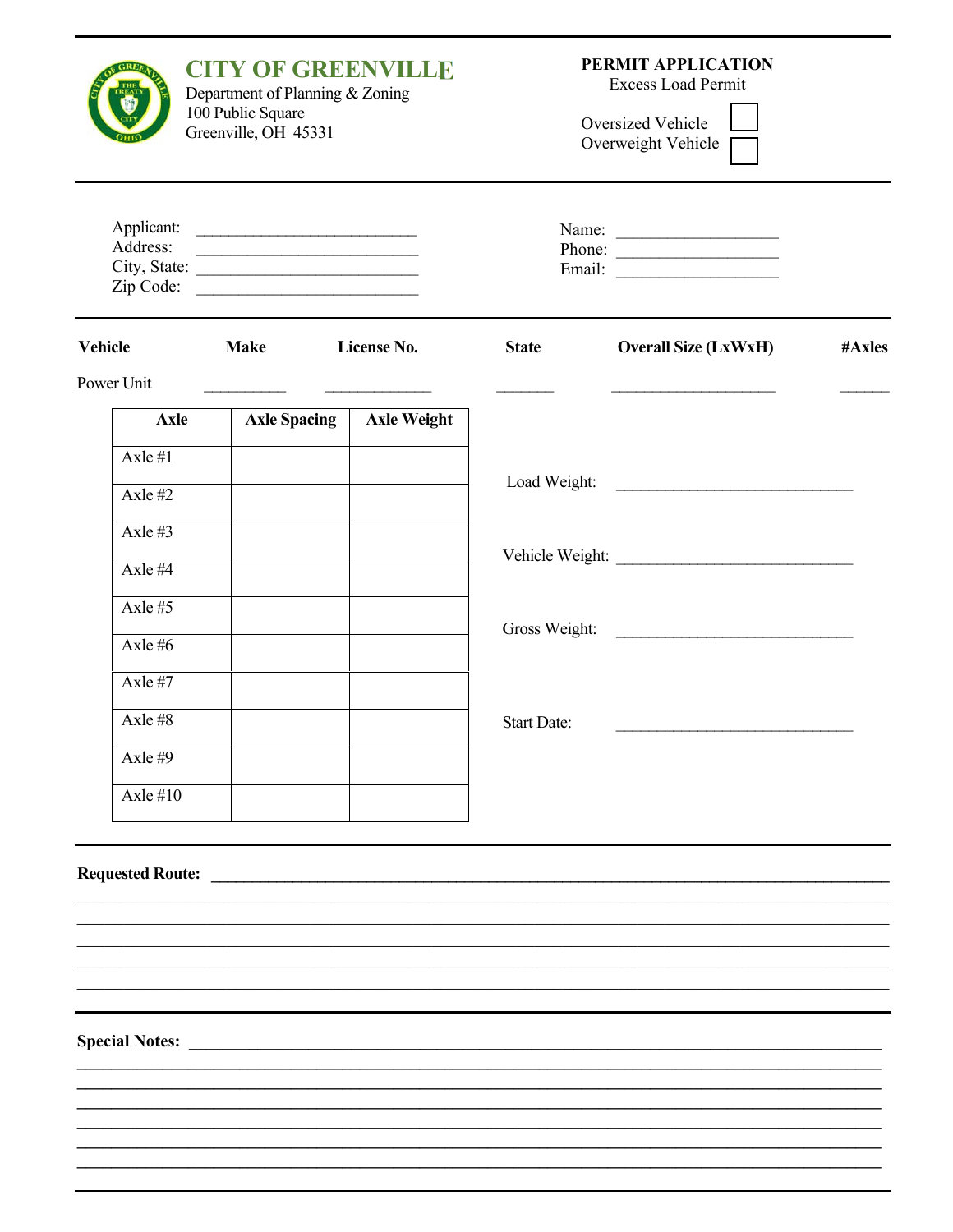# CITY OF GREENVILLE

Department of Planning & Zoning
100 Public Square
Greenville, OH 45331

**PERMIT APPLICATION**
Excess Load Permit

Oversized Vehicle ☐
Overweight Vehicle ☐

Applicant: ___________________________
Address: ___________________________
City, State: ___________________________
Zip Code: ___________________________

Name: ____________________
Phone: ____________________
Email: ____________________

| Vehicle | Make | License No. | State | Overall Size (LxWxH) | #Axles |
| --- | --- | --- | --- | --- | --- |
| Power Unit | __________ | _____________ | _______ | ____________________ | ______ |

| Axle | Axle Spacing | Axle Weight |
| --- | --- | --- |
| Axle #1 | | |
| Axle #2 | | |
| Axle #3 | | |
| Axle #4 | | |
| Axle #5 | | |
| Axle #6 | | |
| Axle #7 | | |
| Axle #8 | | |
| Axle #9 | | |
| Axle #10 | | |

Load Weight: ______________________________

Vehicle Weight: ______________________________

Gross Weight: ______________________________

Start Date: ______________________________

**Requested Route:** ______________________________________________________________________________

______________________________________________________________________________

______________________________________________________________________________

______________________________________________________________________________

______________________________________________________________________________

______________________________________________________________________________

**Special Notes:** ______________________________________________________________________________

______________________________________________________________________________

______________________________________________________________________________

______________________________________________________________________________

______________________________________________________________________________

______________________________________________________________________________

______________________________________________________________________________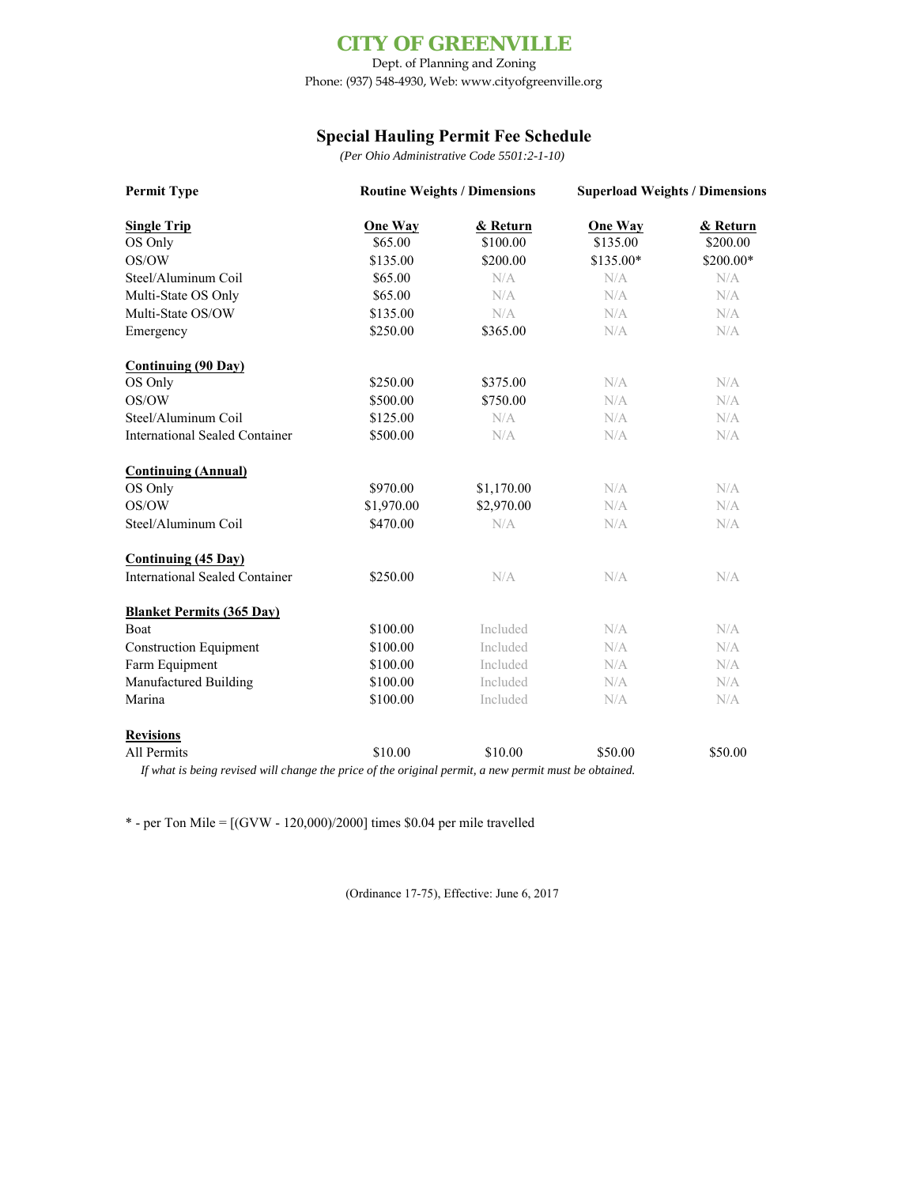# CITY OF GREENVILLE

Dept. of Planning and Zoning
Phone: (937) 548-4930, Web: www.cityofgreenville.org

## Special Hauling Permit Fee Schedule

*(Per Ohio Administrative Code 5501:2-1-10)*

| Permit Type | Routine Weights / Dimensions | | Superload Weights / Dimensions | |
|---|---|---|---|---|
| **Single Trip** | **One Way** | **& Return** | **One Way** | **& Return** |
| OS Only | $65.00 | $100.00 | $135.00 | $200.00 |
| OS/OW | $135.00 | $200.00 | $135.00* | $200.00* |
| Steel/Aluminum Coil | $65.00 | N/A | N/A | N/A |
| Multi-State OS Only | $65.00 | N/A | N/A | N/A |
| Multi-State OS/OW | $135.00 | N/A | N/A | N/A |
| Emergency | $250.00 | $365.00 | N/A | N/A |
| **Continuing (90 Day)** | | | | |
| OS Only | $250.00 | $375.00 | N/A | N/A |
| OS/OW | $500.00 | $750.00 | N/A | N/A |
| Steel/Aluminum Coil | $125.00 | N/A | N/A | N/A |
| International Sealed Container | $500.00 | N/A | N/A | N/A |
| **Continuing (Annual)** | | | | |
| OS Only | $970.00 | $1,170.00 | N/A | N/A |
| OS/OW | $1,970.00 | $2,970.00 | N/A | N/A |
| Steel/Aluminum Coil | $470.00 | N/A | N/A | N/A |
| **Continuing (45 Day)** | | | | |
| International Sealed Container | $250.00 | N/A | N/A | N/A |
| **Blanket Permits (365 Day)** | | | | |
| Boat | $100.00 | Included | N/A | N/A |
| Construction Equipment | $100.00 | Included | N/A | N/A |
| Farm Equipment | $100.00 | Included | N/A | N/A |
| Manufactured Building | $100.00 | Included | N/A | N/A |
| Marina | $100.00 | Included | N/A | N/A |
| **Revisions** | | | | |
| All Permits | $10.00 | $10.00 | $50.00 | $50.00 |

*If what is being revised will change the price of the original permit, a new permit must be obtained.*

\* - per Ton Mile = [(GVW - 120,000)/2000] times $0.04 per mile travelled

(Ordinance 17-75), Effective: June 6, 2017